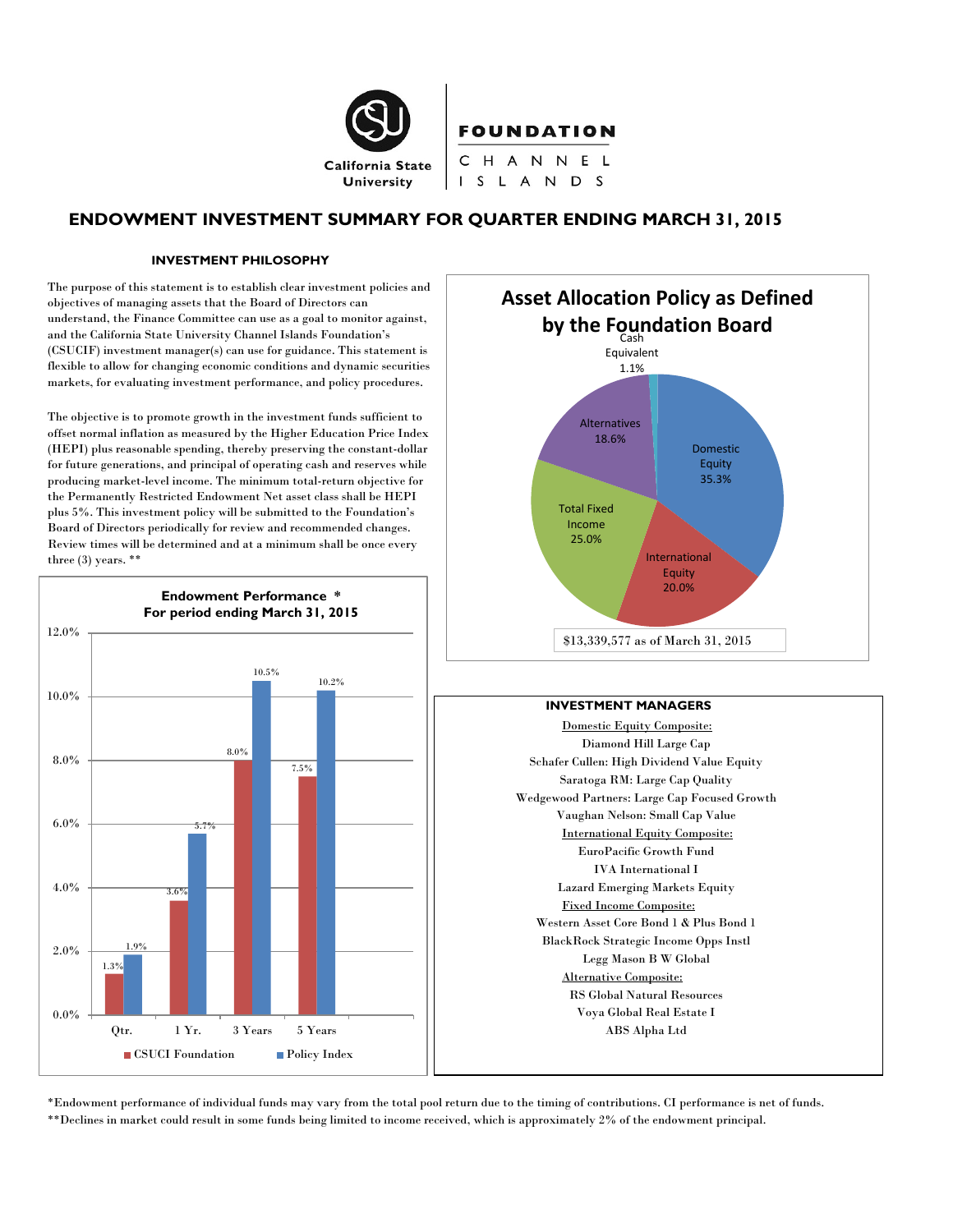California State University | FOUNDATION CHANNEL ISLANDS

# ENDOWMENT INVESTMENT SUMMARY FOR QUARTER ENDING MARCH 31, 2015

## INVESTMENT PHILOSOPHY

The purpose of this statement is to establish clear investment policies and objectives of managing assets that the Board of Directors can understand, the Finance Committee can use as a goal to monitor against, and the California State University Channel Islands Foundation's (CSUCIF) investment manager(s) can use for guidance. This statement is flexible to allow for changing economic conditions and dynamic securities markets, for evaluating investment performance, and policy procedures.

The objective is to promote growth in the investment funds sufficient to offset normal inflation as measured by the Higher Education Price Index (HEPI) plus reasonable spending, thereby preserving the constant-dollar for future generations, and principal of operating cash and reserves while producing market-level income. The minimum total-return objective for the Permanently Restricted Endowment Net asset class shall be HEPI plus 5%. This investment policy will be submitted to the Foundation's Board of Directors periodically for review and recommended changes. Review times will be determined and at a minimum shall be once every three (3) years. **

### Asset Allocation Policy as Defined by the Foundation Board

| Asset Class | Allocation |
|---|---|
| Domestic Equity | 35.3% |
| International Equity | 20.0% |
| Total Fixed Income | 25.0% |
| Alternatives | 18.6% |
| Cash Equivalent | 1.1% |

$13,339,577 as of March 31, 2015

### Endowment Performance *
### For period ending March 31, 2015

| | Qtr. | 1 Yr. | 3 Years | 5 Years |
|---|---|---|---|---|
| CSUCI Foundation | 1.3% | 3.6% | 8.0% | 7.5% |
| Policy Index | 1.9% | 5.7% | 10.5% | 10.2% |

### INVESTMENT MANAGERS

Domestic Equity Composite:
- Diamond Hill Large Cap
- Schafer Cullen: High Dividend Value Equity
- Saratoga RM: Large Cap Quality
- Wedgewood Partners: Large Cap Focused Growth
- Vaughan Nelson: Small Cap Value

International Equity Composite:
- EuroPacific Growth Fund
- IVA International I
- Lazard Emerging Markets Equity

Fixed Income Composite:
- Western Asset Core Bond 1 & Plus Bond 1
- BlackRock Strategic Income Opps Instl
- Legg Mason B W Global

Alternative Composite:
- RS Global Natural Resources
- Voya Global Real Estate I
- ABS Alpha Ltd

*Endowment performance of individual funds may vary from the total pool return due to the timing of contributions. CI performance is net of funds.

**Declines in market could result in some funds being limited to income received, which is approximately 2% of the endowment principal.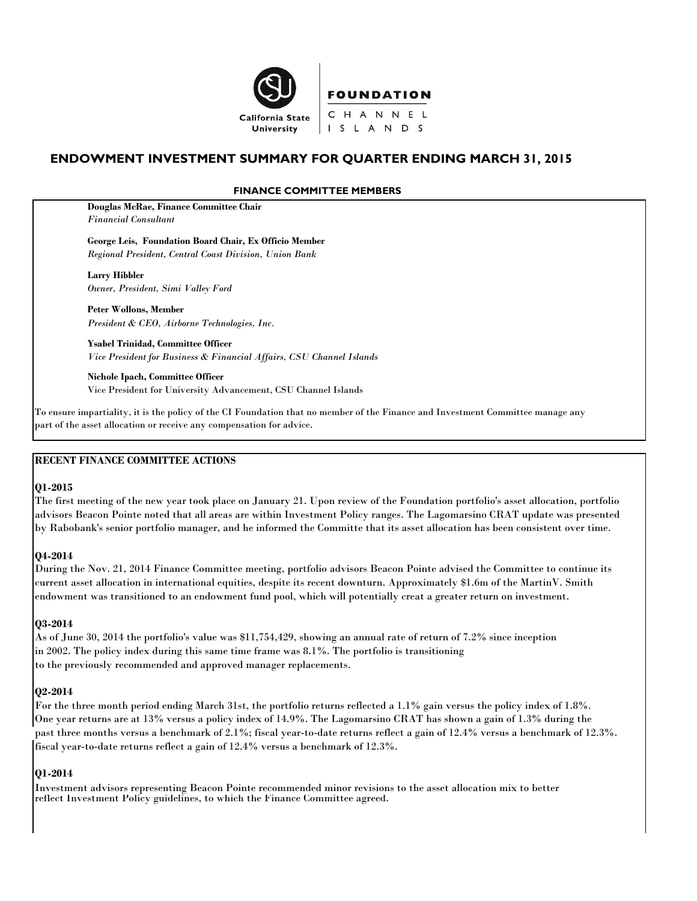California State University

**FOUNDATION**

CHANNEL ISLANDS

# ENDOWMENT INVESTMENT SUMMARY FOR QUARTER ENDING MARCH 31, 2015

## FINANCE COMMITTEE MEMBERS

**Douglas McRae, Finance Committee Chair**
*Financial Consultant*

**George Leis, Foundation Board Chair, Ex Officio Member**
*Regional President, Central Coast Division, Union Bank*

**Larry Hibbler**
*Owner, President, Simi Valley Ford*

**Peter Wollons, Member**
*President & CEO, Airborne Technologies, Inc.*

**Ysabel Trinidad, Committee Officer**
*Vice President for Business & Financial Affairs, CSU Channel Islands*

**Nichole Ipach, Committee Officer**
Vice President for University Advancement, CSU Channel Islands

To ensure impartiality, it is the policy of the CI Foundation that no member of the Finance and Investment Committee manage any part of the asset allocation or receive any compensation for advice.

## RECENT FINANCE COMMITTEE ACTIONS

**Q1-2015**

The first meeting of the new year took place on January 21. Upon review of the Foundation portfolio's asset allocation, portfolio advisors Beacon Pointe noted that all areas are within Investment Policy ranges. The Lagomarsino CRAT update was presented by Rabobank's senior portfolio manager, and he informed the Committe that its asset allocation has been consistent over time.

**Q4-2014**

During the Nov. 21, 2014 Finance Committee meeting, portfolio advisors Beacon Pointe advised the Committee to continue its current asset allocation in international equities, despite its recent downturn. Approximately $1.6m of the MartinV. Smith endowment was transitioned to an endowment fund pool, which will potentially creat a greater return on investment.

**Q3-2014**

As of June 30, 2014 the portfolio's value was $11,754,429, showing an annual rate of return of 7.2% since inception in 2002. The policy index during this same time frame was 8.1%. The portfolio is transitioning to the previously recommended and approved manager replacements.

**Q2-2014**

For the three month period ending March 31st, the portfolio returns reflected a 1.1% gain versus the policy index of 1.8%. One year returns are at 13% versus a policy index of 14.9%. The Lagomarsino CRAT has shown a gain of 1.3% during the past three months versus a benchmark of 2.1%; fiscal year-to-date returns reflect a gain of 12.4% versus a benchmark of 12.3%. fiscal year-to-date returns reflect a gain of 12.4% versus a benchmark of 12.3%.

**Q1-2014**

Investment advisors representing Beacon Pointe recommended minor revisions to the asset allocation mix to better reflect Investment Policy guidelines, to which the Finance Committee agreed.